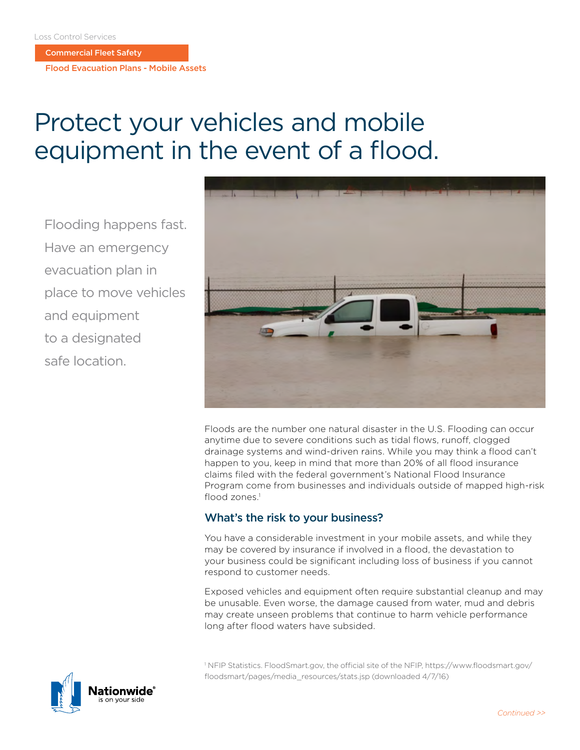Loss Control Services

**Commercial Fleet Safety**

**Flood Evacuation Plans - Mobile Assets**

# Protect your vehicles and mobile equipment in the event of a flood.

Flooding happens fast. Have an emergency evacuation plan in place to move vehicles and equipment to a designated safe location.

Floods are the number one natural disaster in the U.S. Flooding can occur anytime due to severe conditions such as tidal flows, runoff, clogged drainage systems and wind-driven rains. While you may think a flood can't happen to you, keep in mind that more than 20% of all flood insurance claims filed with the federal government's National Flood Insurance Program come from businesses and individuals outside of mapped high-risk flood zones.[1]

## What's the risk to your business?

You have a considerable investment in your mobile assets, and while they may be covered by insurance if involved in a flood, the devastation to your business could be significant including loss of business if you cannot respond to customer needs.

Exposed vehicles and equipment often require substantial cleanup and may be unusable. Even worse, the damage caused from water, mud and debris may create unseen problems that continue to harm vehicle performance long after flood waters have subsided.

[1] NFIP Statistics. FloodSmart.gov, the official site of the NFIP, https://www.floodsmart.gov/floodsmart/pages/media_resources/stats.jsp (downloaded 4/7/16)

Nationwide® is on your side

*Continued >>*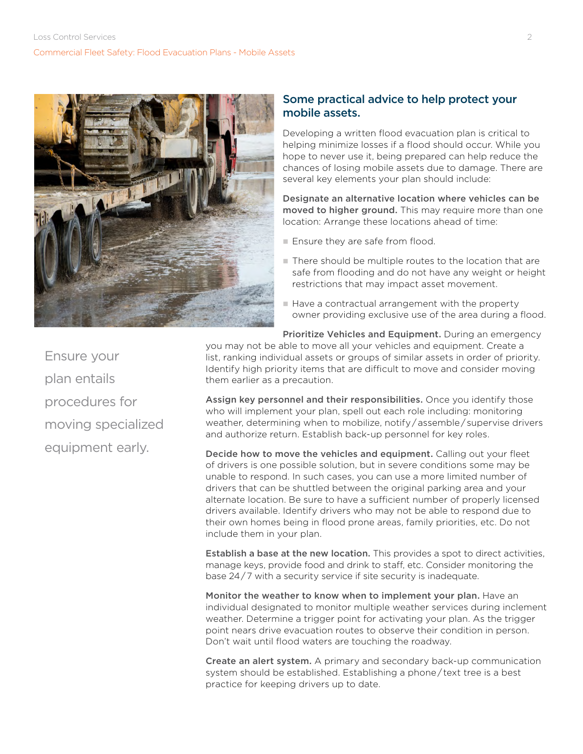## Some practical advice to help protect your mobile assets.

Developing a written flood evacuation plan is critical to helping minimize losses if a flood should occur. While you hope to never use it, being prepared can help reduce the chances of losing mobile assets due to damage. There are several key elements your plan should include:

**Designate an alternative location where vehicles can be moved to higher ground.** This may require more than one location: Arrange these locations ahead of time:

- Ensure they are safe from flood.
- There should be multiple routes to the location that are safe from flooding and do not have any weight or height restrictions that may impact asset movement.
- Have a contractual arrangement with the property owner providing exclusive use of the area during a flood.

**Prioritize Vehicles and Equipment.** During an emergency you may not be able to move all your vehicles and equipment. Create a list, ranking individual assets or groups of similar assets in order of priority. Identify high priority items that are difficult to move and consider moving them earlier as a precaution.

Ensure your plan entails procedures for moving specialized equipment early.

**Assign key personnel and their responsibilities.** Once you identify those who will implement your plan, spell out each role including: monitoring weather, determining when to mobilize, notify/assemble/supervise drivers and authorize return. Establish back-up personnel for key roles.

**Decide how to move the vehicles and equipment.** Calling out your fleet of drivers is one possible solution, but in severe conditions some may be unable to respond. In such cases, you can use a more limited number of drivers that can be shuttled between the original parking area and your alternate location. Be sure to have a sufficient number of properly licensed drivers available. Identify drivers who may not be able to respond due to their own homes being in flood prone areas, family priorities, etc. Do not include them in your plan.

**Establish a base at the new location.** This provides a spot to direct activities, manage keys, provide food and drink to staff, etc. Consider monitoring the base 24/7 with a security service if site security is inadequate.

**Monitor the weather to know when to implement your plan.** Have an individual designated to monitor multiple weather services during inclement weather. Determine a trigger point for activating your plan. As the trigger point nears drive evacuation routes to observe their condition in person. Don't wait until flood waters are touching the roadway.

**Create an alert system.** A primary and secondary back-up communication system should be established. Establishing a phone/text tree is a best practice for keeping drivers up to date.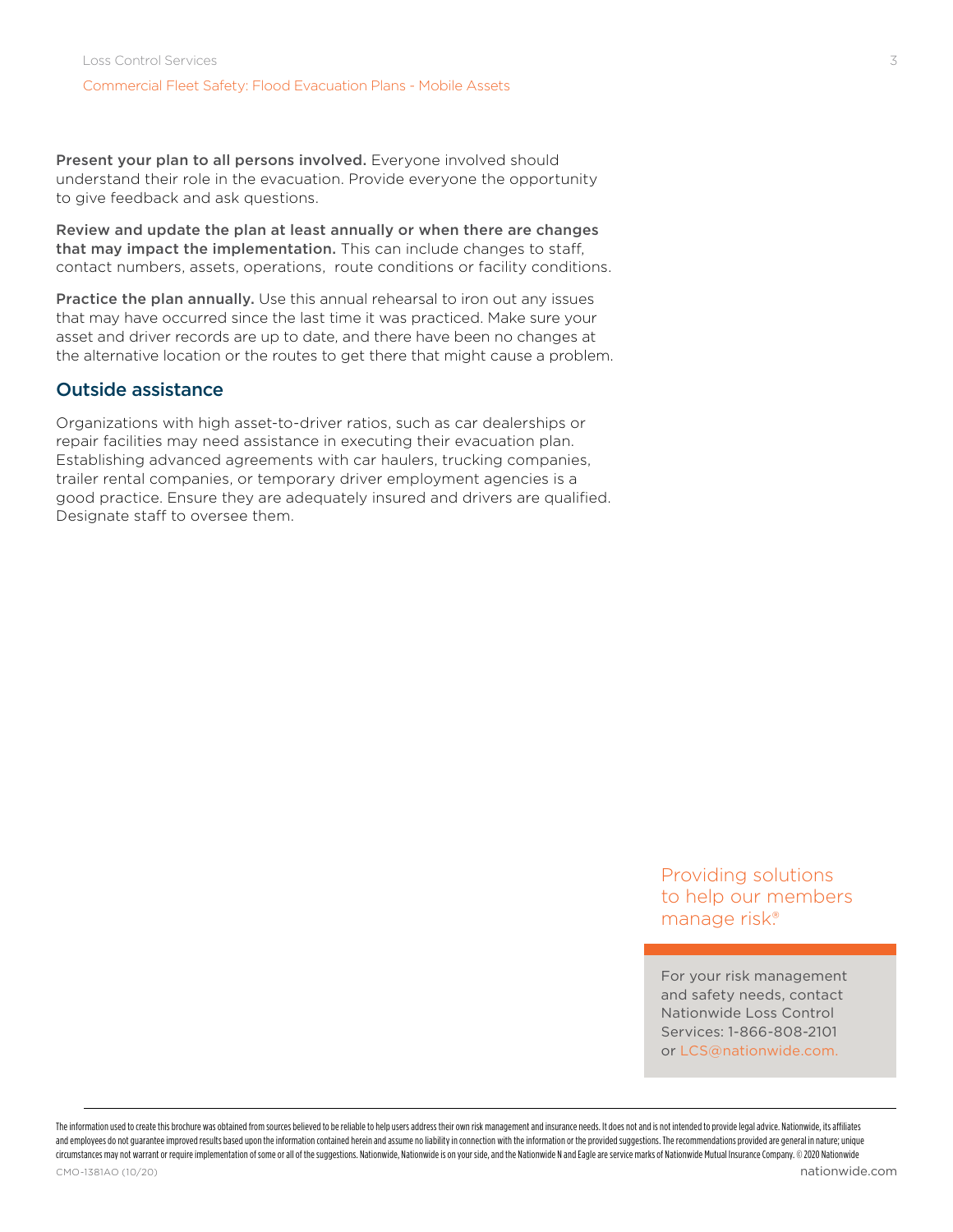**Present your plan to all persons involved.** Everyone involved should understand their role in the evacuation. Provide everyone the opportunity to give feedback and ask questions.

**Review and update the plan at least annually or when there are changes that may impact the implementation.** This can include changes to staff, contact numbers, assets, operations, route conditions or facility conditions.

**Practice the plan annually.** Use this annual rehearsal to iron out any issues that may have occurred since the last time it was practiced. Make sure your asset and driver records are up to date, and there have been no changes at the alternative location or the routes to get there that might cause a problem.

## Outside assistance

Organizations with high asset-to-driver ratios, such as car dealerships or repair facilities may need assistance in executing their evacuation plan. Establishing advanced agreements with car haulers, trucking companies, trailer rental companies, or temporary driver employment agencies is a good practice. Ensure they are adequately insured and drivers are qualified. Designate staff to oversee them.

Providing solutions to help our members manage risk.®

For your risk management and safety needs, contact Nationwide Loss Control Services: 1-866-808-2101 or LCS@nationwide.com.

The information used to create this brochure was obtained from sources believed to be reliable to help users address their own risk management and insurance needs. It does not and is not intended to provide legal advice. Nationwide, its affiliates and employees do not guarantee improved results based upon the information contained herein and assume no liability in connection with the information or the provided suggestions. The recommendations provided are general in nature; unique circumstances may not warrant or require implementation of some or all of the suggestions. Nationwide, Nationwide is on your side, and the Nationwide N and Eagle are service marks of Nationwide Mutual Insurance Company. © 2020 Nationwide

CMO-1381AO (10/20)

nationwide.com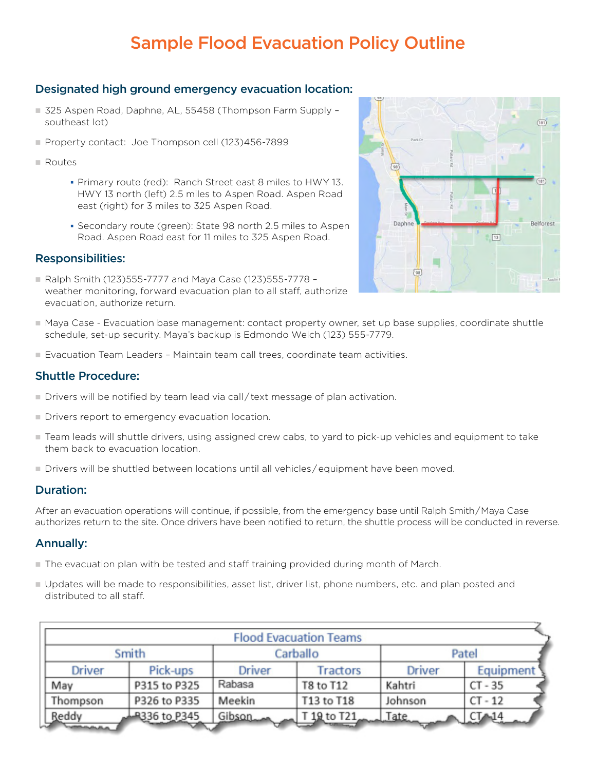# Sample Flood Evacuation Policy Outline

## Designated high ground emergency evacuation location:

- 325 Aspen Road, Daphne, AL, 55458 (Thompson Farm Supply – southeast lot)
- Property contact: Joe Thompson cell (123)456-7899
- Routes
  - Primary route (red): Ranch Street east 8 miles to HWY 13. HWY 13 north (left) 2.5 miles to Aspen Road. Aspen Road east (right) for 3 miles to 325 Aspen Road.
  - Secondary route (green): State 98 north 2.5 miles to Aspen Road. Aspen Road east for 11 miles to 325 Aspen Road.

## Responsibilities:

- Ralph Smith (123)555-7777 and Maya Case (123)555-7778 – weather monitoring, forward evacuation plan to all staff, authorize evacuation, authorize return.
- Maya Case - Evacuation base management: contact property owner, set up base supplies, coordinate shuttle schedule, set-up security. Maya's backup is Edmondo Welch (123) 555-7779.
- Evacuation Team Leaders – Maintain team call trees, coordinate team activities.

## Shuttle Procedure:

- Drivers will be notified by team lead via call/text message of plan activation.
- Drivers report to emergency evacuation location.
- Team leads will shuttle drivers, using assigned crew cabs, to yard to pick-up vehicles and equipment to take them back to evacuation location.
- Drivers will be shuttled between locations until all vehicles/equipment have been moved.

## Duration:

After an evacuation operations will continue, if possible, from the emergency base until Ralph Smith/Maya Case authorizes return to the site. Once drivers have been notified to return, the shuttle process will be conducted in reverse.

## Annually:

- The evacuation plan with be tested and staff training provided during month of March.
- Updates will be made to responsibilities, asset list, driver list, phone numbers, etc. and plan posted and distributed to all staff.

| Flood Evacuation Teams | | | | | |
|---|---|---|---|---|---|
| Smith | | Carballo | | Patel | |
| Driver | Pick-ups | Driver | Tractors | Driver | Equipment |
| May | P315 to P325 | Rabasa | T8 to T12 | Kahtri | CT - 35 |
| Thompson | P326 to P335 | Meekin | T13 to T18 | Johnson | CT - 12 |
| Reddy | P336 to P345 | Gibson | T 19 to T21 | Tate | CT - 14 |